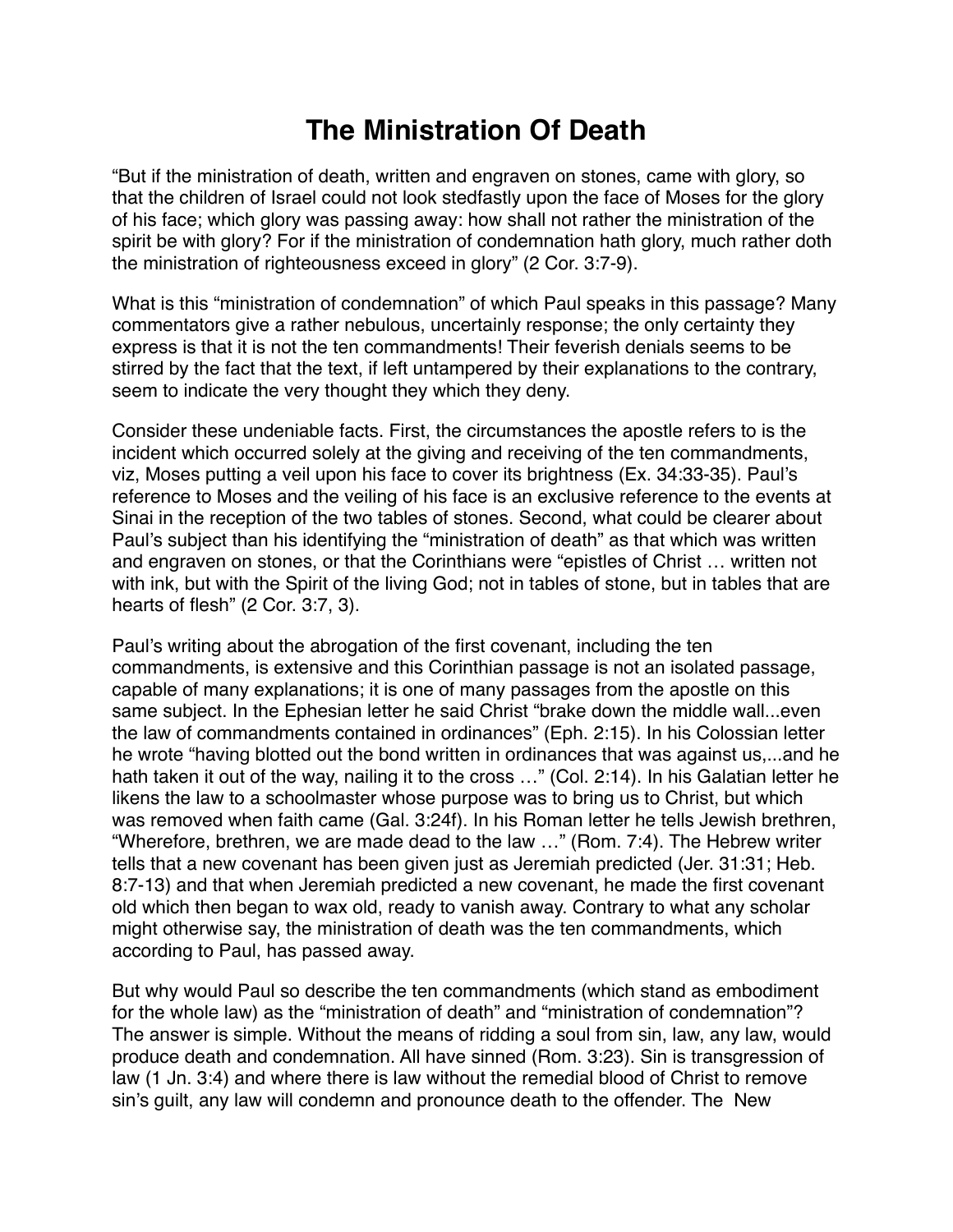# The Ministration Of Death

"But if the ministration of death, written and engraven on stones, came with glory, so that the children of Israel could not look stedfastly upon the face of Moses for the glory of his face; which glory was passing away: how shall not rather the ministration of the spirit be with glory? For if the ministration of condemnation hath glory, much rather doth the ministration of righteousness exceed in glory" (2 Cor. 3:7-9).

What is this "ministration of condemnation" of which Paul speaks in this passage? Many commentators give a rather nebulous, uncertainly response; the only certainty they express is that it is not the ten commandments! Their feverish denials seems to be stirred by the fact that the text, if left untampered by their explanations to the contrary, seem to indicate the very thought they which they deny.

Consider these undeniable facts. First, the circumstances the apostle refers to is the incident which occurred solely at the giving and receiving of the ten commandments, viz, Moses putting a veil upon his face to cover its brightness (Ex. 34:33-35). Paul's reference to Moses and the veiling of his face is an exclusive reference to the events at Sinai in the reception of the two tables of stones. Second, what could be clearer about Paul's subject than his identifying the "ministration of death" as that which was written and engraven on stones, or that the Corinthians were "epistles of Christ … written not with ink, but with the Spirit of the living God; not in tables of stone, but in tables that are hearts of flesh" (2 Cor. 3:7, 3).

Paul's writing about the abrogation of the first covenant, including the ten commandments, is extensive and this Corinthian passage is not an isolated passage, capable of many explanations; it is one of many passages from the apostle on this same subject. In the Ephesian letter he said Christ "brake down the middle wall...even the law of commandments contained in ordinances" (Eph. 2:15). In his Colossian letter he wrote "having blotted out the bond written in ordinances that was against us,...and he hath taken it out of the way, nailing it to the cross …" (Col. 2:14). In his Galatian letter he likens the law to a schoolmaster whose purpose was to bring us to Christ, but which was removed when faith came (Gal. 3:24f). In his Roman letter he tells Jewish brethren, "Wherefore, brethren, we are made dead to the law …" (Rom. 7:4). The Hebrew writer tells that a new covenant has been given just as Jeremiah predicted (Jer. 31:31; Heb. 8:7-13) and that when Jeremiah predicted a new covenant, he made the first covenant old which then began to wax old, ready to vanish away. Contrary to what any scholar might otherwise say, the ministration of death was the ten commandments, which according to Paul, has passed away.

But why would Paul so describe the ten commandments (which stand as embodiment for the whole law) as the "ministration of death" and "ministration of condemnation"? The answer is simple. Without the means of ridding a soul from sin, law, any law, would produce death and condemnation. All have sinned (Rom. 3:23). Sin is transgression of law (1 Jn. 3:4) and where there is law without the remedial blood of Christ to remove sin's guilt, any law will condemn and pronounce death to the offender. The New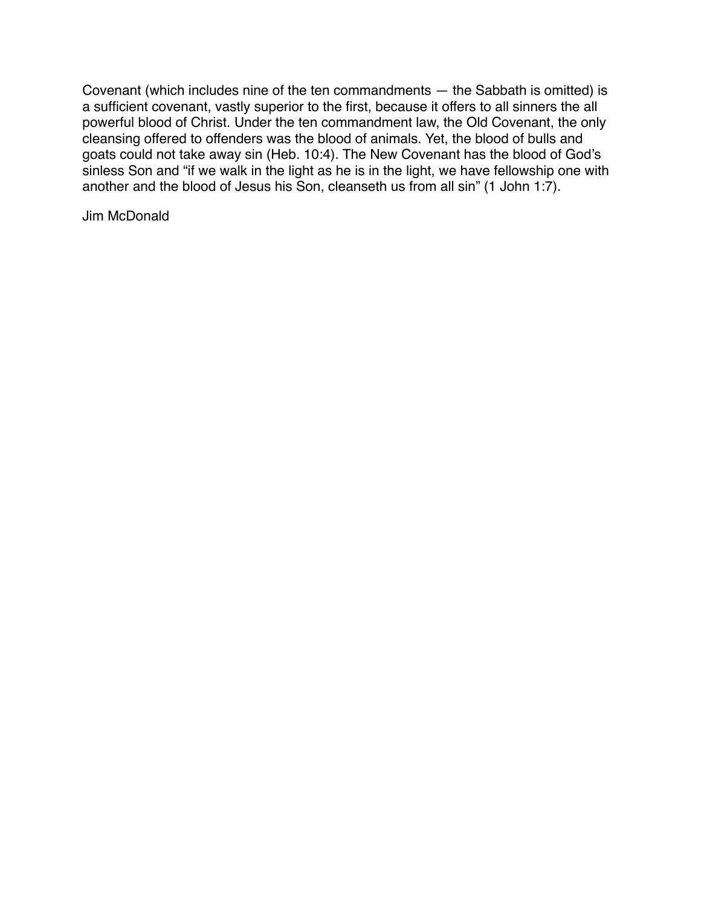Covenant (which includes nine of the ten commandments — the Sabbath is omitted) is a sufficient covenant, vastly superior to the first, because it offers to all sinners the all powerful blood of Christ. Under the ten commandment law, the Old Covenant, the only cleansing offered to offenders was the blood of animals. Yet, the blood of bulls and goats could not take away sin (Heb. 10:4). The New Covenant has the blood of God's sinless Son and "if we walk in the light as he is in the light, we have fellowship one with another and the blood of Jesus his Son, cleanseth us from all sin" (1 John 1:7).

Jim McDonald